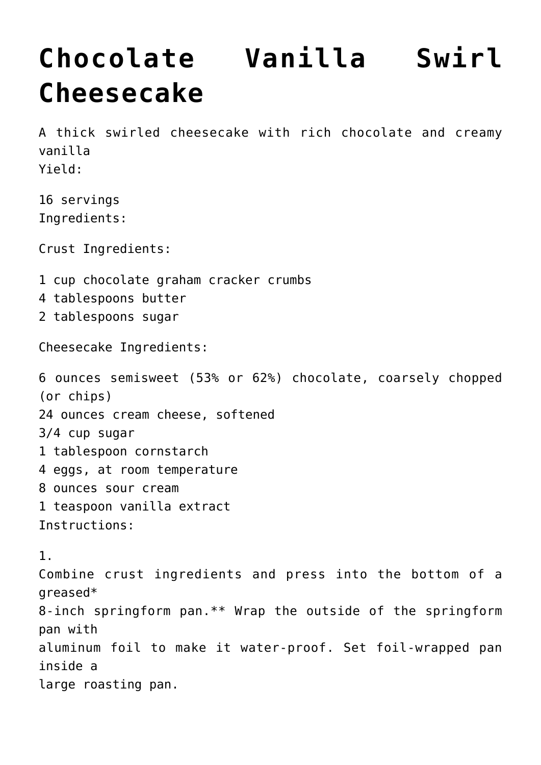# Chocolate Vanilla Swirl Cheesecake

A thick swirled cheesecake with rich chocolate and creamy vanilla

Yield:

16 servings

Ingredients:

Crust Ingredients:

1 cup chocolate graham cracker crumbs
4 tablespoons butter
2 tablespoons sugar

Cheesecake Ingredients:

6 ounces semisweet (53% or 62%) chocolate, coarsely chopped (or chips)
24 ounces cream cheese, softened
3/4 cup sugar
1 tablespoon cornstarch
4 eggs, at room temperature
8 ounces sour cream
1 teaspoon vanilla extract

Instructions:

1.
Combine crust ingredients and press into the bottom of a greased* 8-inch springform pan.** Wrap the outside of the springform pan with aluminum foil to make it water-proof. Set foil-wrapped pan inside a large roasting pan.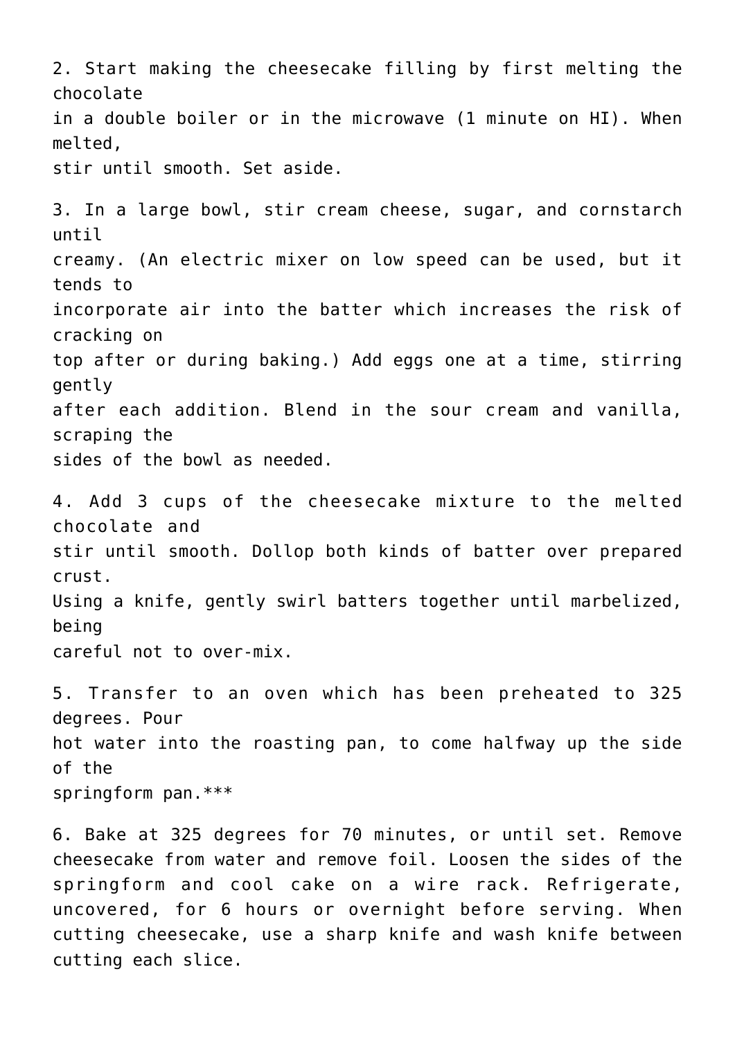2. Start making the cheesecake filling by first melting the chocolate in a double boiler or in the microwave (1 minute on HI). When melted, stir until smooth. Set aside.

3. In a large bowl, stir cream cheese, sugar, and cornstarch until creamy. (An electric mixer on low speed can be used, but it tends to incorporate air into the batter which increases the risk of cracking on top after or during baking.) Add eggs one at a time, stirring gently after each addition. Blend in the sour cream and vanilla, scraping the sides of the bowl as needed.

4. Add 3 cups of the cheesecake mixture to the melted chocolate and stir until smooth. Dollop both kinds of batter over prepared crust. Using a knife, gently swirl batters together until marbelized, being careful not to over-mix.

5. Transfer to an oven which has been preheated to 325 degrees. Pour hot water into the roasting pan, to come halfway up the side of the springform pan.***

6. Bake at 325 degrees for 70 minutes, or until set. Remove cheesecake from water and remove foil. Loosen the sides of the springform and cool cake on a wire rack. Refrigerate, uncovered, for 6 hours or overnight before serving. When cutting cheesecake, use a sharp knife and wash knife between cutting each slice.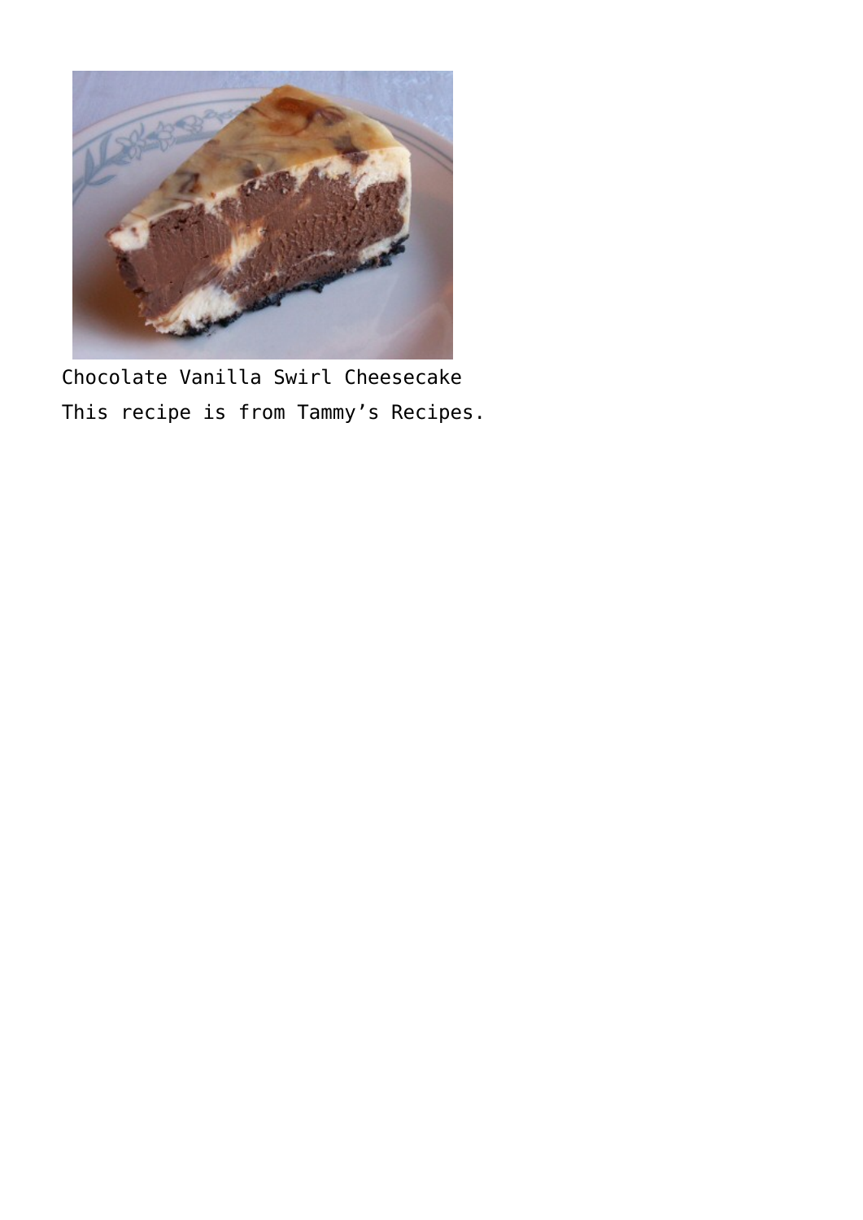Chocolate Vanilla Swirl Cheesecake

This recipe is from Tammy’s Recipes.